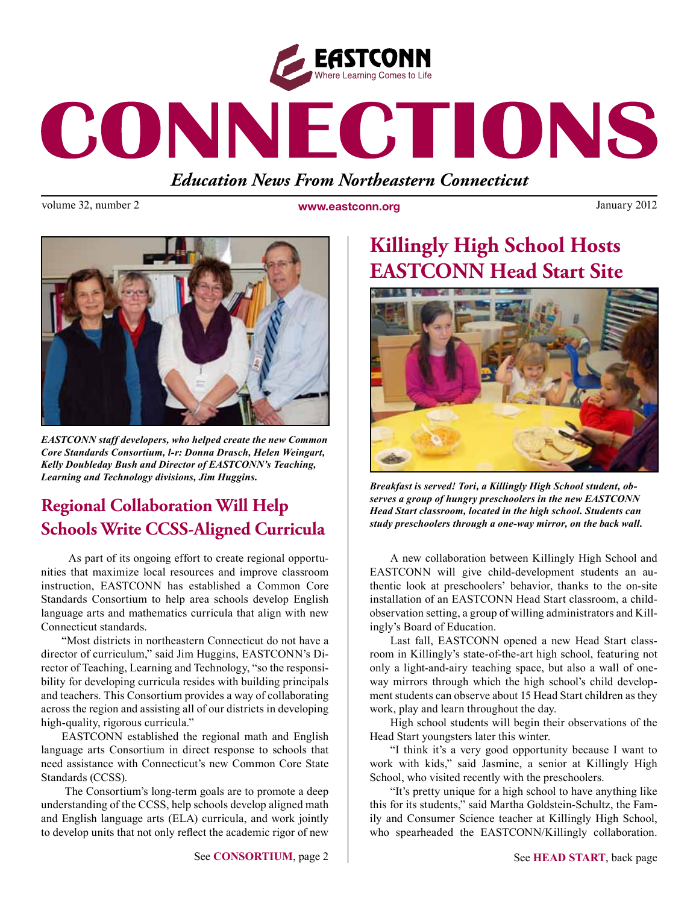EASTCONN
Where Learning Comes to Life

# CONNECTIONS

***Education News From Northeastern Connecticut***

volume 32, number 2 www.eastconn.org January 2012

***EASTCONN staff developers, who helped create the new Common Core Standards Consortium, l-r: Donna Drasch, Helen Weingart, Kelly Doubleday Bush and Director of EASTCONN's Teaching, Learning and Technology divisions, Jim Huggins.***

## Regional Collaboration Will Help Schools Write CCSS-Aligned Curricula

As part of its ongoing effort to create regional opportunities that maximize local resources and improve classroom instruction, EASTCONN has established a Common Core Standards Consortium to help area schools develop English language arts and mathematics curricula that align with new Connecticut standards.

"Most districts in northeastern Connecticut do not have a director of curriculum," said Jim Huggins, EASTCONN's Director of Teaching, Learning and Technology, "so the responsibility for developing curricula resides with building principals and teachers. This Consortium provides a way of collaborating across the region and assisting all of our districts in developing high-quality, rigorous curricula."

EASTCONN established the regional math and English language arts Consortium in direct response to schools that need assistance with Connecticut's new Common Core State Standards (CCSS).

The Consortium's long-term goals are to promote a deep understanding of the CCSS, help schools develop aligned math and English language arts (ELA) curricula, and work jointly to develop units that not only reflect the academic rigor of new

See **CONSORTIUM**, page 2

## Killingly High School Hosts EASTCONN Head Start Site

***Breakfast is served! Tori, a Killingly High School student, observes a group of hungry preschoolers in the new EASTCONN Head Start classroom, located in the high school. Students can study preschoolers through a one-way mirror, on the back wall.***

A new collaboration between Killingly High School and EASTCONN will give child-development students an authentic look at preschoolers' behavior, thanks to the on-site installation of an EASTCONN Head Start classroom, a child-observation setting, a group of willing administrators and Killingly's Board of Education.

Last fall, EASTCONN opened a new Head Start classroom in Killingly's state-of-the-art high school, featuring not only a light-and-airy teaching space, but also a wall of one-way mirrors through which the high school's child development students can observe about 15 Head Start children as they work, play and learn throughout the day.

High school students will begin their observations of the Head Start youngsters later this winter.

"I think it's a very good opportunity because I want to work with kids," said Jasmine, a senior at Killingly High School, who visited recently with the preschoolers.

"It's pretty unique for a high school to have anything like this for its students," said Martha Goldstein-Schultz, the Family and Consumer Science teacher at Killingly High School, who spearheaded the EASTCONN/Killingly collaboration.

See **HEAD START**, back page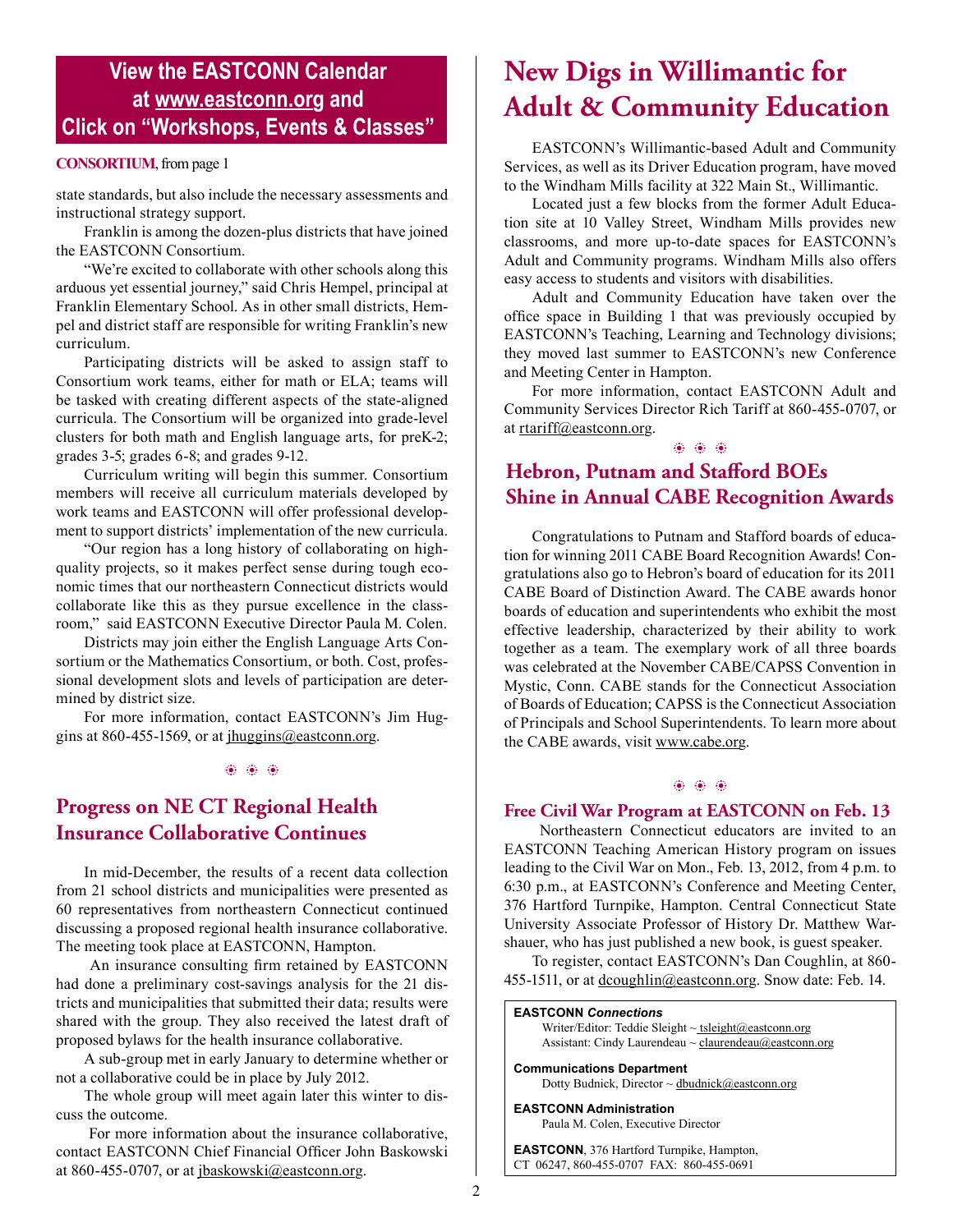**View the EASTCONN Calendar at www.eastconn.org and Click on "Workshops, Events & Classes"**

**CONSORTIUM**, from page 1

state standards, but also include the necessary assessments and instructional strategy support.

Franklin is among the dozen-plus districts that have joined the EASTCONN Consortium.

"We're excited to collaborate with other schools along this arduous yet essential journey," said Chris Hempel, principal at Franklin Elementary School. As in other small districts, Hempel and district staff are responsible for writing Franklin's new curriculum.

Participating districts will be asked to assign staff to Consortium work teams, either for math or ELA; teams will be tasked with creating different aspects of the state-aligned curricula. The Consortium will be organized into grade-level clusters for both math and English language arts, for preK-2; grades 3-5; grades 6-8; and grades 9-12.

Curriculum writing will begin this summer. Consortium members will receive all curriculum materials developed by work teams and EASTCONN will offer professional development to support districts' implementation of the new curricula.

"Our region has a long history of collaborating on high-quality projects, so it makes perfect sense during tough economic times that our northeastern Connecticut districts would collaborate like this as they pursue excellence in the classroom," said EASTCONN Executive Director Paula M. Colen.

Districts may join either the English Language Arts Consortium or the Mathematics Consortium, or both. Cost, professional development slots and levels of participation are determined by district size.

For more information, contact EASTCONN's Jim Huggins at 860-455-1569, or at jhuggins@eastconn.org.

## Progress on NE CT Regional Health Insurance Collaborative Continues

In mid-December, the results of a recent data collection from 21 school districts and municipalities were presented as 60 representatives from northeastern Connecticut continued discussing a proposed regional health insurance collaborative. The meeting took place at EASTCONN, Hampton.

An insurance consulting firm retained by EASTCONN had done a preliminary cost-savings analysis for the 21 districts and municipalities that submitted their data; results were shared with the group. They also received the latest draft of proposed bylaws for the health insurance collaborative.

A sub-group met in early January to determine whether or not a collaborative could be in place by July 2012.

The whole group will meet again later this winter to discuss the outcome.

For more information about the insurance collaborative, contact EASTCONN Chief Financial Officer John Baskowski at 860-455-0707, or at jbaskowski@eastconn.org.

# New Digs in Willimantic for Adult & Community Education

EASTCONN's Willimantic-based Adult and Community Services, as well as its Driver Education program, have moved to the Windham Mills facility at 322 Main St., Willimantic.

Located just a few blocks from the former Adult Education site at 10 Valley Street, Windham Mills provides new classrooms, and more up-to-date spaces for EASTCONN's Adult and Community programs. Windham Mills also offers easy access to students and visitors with disabilities.

Adult and Community Education have taken over the office space in Building 1 that was previously occupied by EASTCONN's Teaching, Learning and Technology divisions; they moved last summer to EASTCONN's new Conference and Meeting Center in Hampton.

For more information, contact EASTCONN Adult and Community Services Director Rich Tariff at 860-455-0707, or at rtariff@eastconn.org.

## Hebron, Putnam and Stafford BOEs Shine in Annual CABE Recognition Awards

Congratulations to Putnam and Stafford boards of education for winning 2011 CABE Board Recognition Awards! Congratulations also go to Hebron's board of education for its 2011 CABE Board of Distinction Award. The CABE awards honor boards of education and superintendents who exhibit the most effective leadership, characterized by their ability to work together as a team. The exemplary work of all three boards was celebrated at the November CABE/CAPSS Convention in Mystic, Conn. CABE stands for the Connecticut Association of Boards of Education; CAPSS is the Connecticut Association of Principals and School Superintendents. To learn more about the CABE awards, visit www.cabe.org.

### Free Civil War Program at EASTCONN on Feb. 13

Northeastern Connecticut educators are invited to an EASTCONN Teaching American History program on issues leading to the Civil War on Mon., Feb. 13, 2012, from 4 p.m. to 6:30 p.m., at EASTCONN's Conference and Meeting Center, 376 Hartford Turnpike, Hampton. Central Connecticut State University Associate Professor of History Dr. Matthew Warshauer, who has just published a new book, is guest speaker.

To register, contact EASTCONN's Dan Coughlin, at 860-455-1511, or at dcoughlin@eastconn.org. Snow date: Feb. 14.

**EASTCONN *Connections***
Writer/Editor: Teddie Sleight ~ tsleight@eastconn.org
Assistant: Cindy Laurendeau ~ claurendeau@eastconn.org

**Communications Department**
Dotty Budnick, Director ~ dbudnick@eastconn.org

**EASTCONN Administration**
Paula M. Colen, Executive Director

**EASTCONN**, 376 Hartford Turnpike, Hampton, CT 06247, 860-455-0707 FAX: 860-455-0691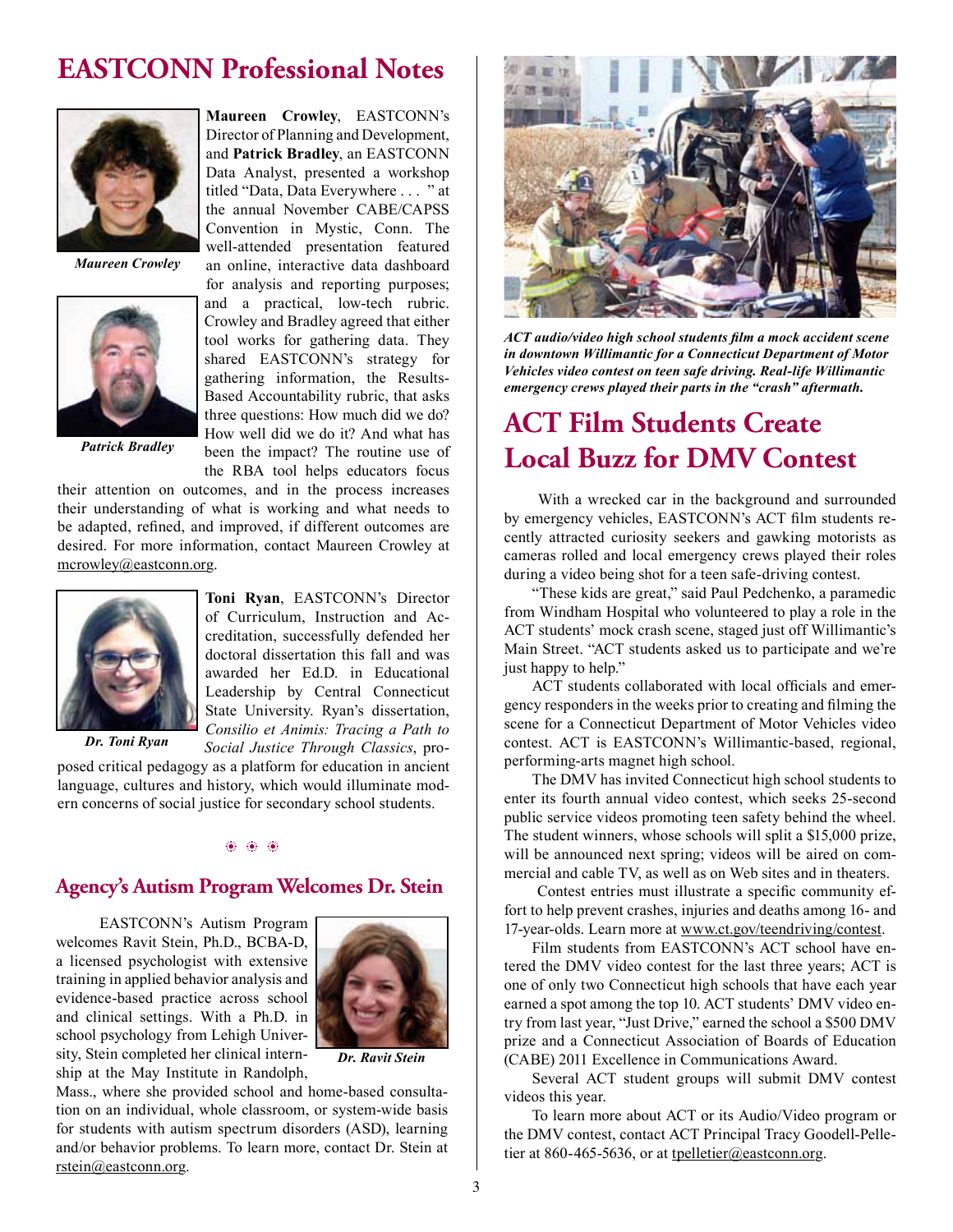# EASTCONN Professional Notes

*Maureen Crowley*

*Patrick Bradley*

**Maureen Crowley**, EASTCONN's Director of Planning and Development, and **Patrick Bradley**, an EASTCONN Data Analyst, presented a workshop titled "Data, Data Everywhere . . . " at the annual November CABE/CAPSS Convention in Mystic, Conn. The well-attended presentation featured an online, interactive data dashboard for analysis and reporting purposes; and a practical, low-tech rubric. Crowley and Bradley agreed that either tool works for gathering data. They shared EASTCONN's strategy for gathering information, the Results-Based Accountability rubric, that asks three questions: How much did we do? How well did we do it? And what has been the impact? The routine use of the RBA tool helps educators focus their attention on outcomes, and in the process increases their understanding of what is working and what needs to be adapted, refined, and improved, if different outcomes are desired. For more information, contact Maureen Crowley at mcrowley@eastconn.org.

*Dr. Toni Ryan*

**Toni Ryan**, EASTCONN's Director of Curriculum, Instruction and Accreditation, successfully defended her doctoral dissertation this fall and was awarded her Ed.D. in Educational Leadership by Central Connecticut State University. Ryan's dissertation, *Consilio et Animis: Tracing a Path to Social Justice Through Classics*, proposed critical pedagogy as a platform for education in ancient language, cultures and history, which would illuminate modern concerns of social justice for secondary school students.

## Agency's Autism Program Welcomes Dr. Stein

*Dr. Ravit Stein*

EASTCONN's Autism Program welcomes Ravit Stein, Ph.D., BCBA-D, a licensed psychologist with extensive training in applied behavior analysis and evidence-based practice across school and clinical settings. With a Ph.D. in school psychology from Lehigh University, Stein completed her clinical internship at the May Institute in Randolph, Mass., where she provided school and home-based consultation on an individual, whole classroom, or system-wide basis for students with autism spectrum disorders (ASD), learning and/or behavior problems. To learn more, contact Dr. Stein at rstein@eastconn.org.

***ACT audio/video high school students film a mock accident scene in downtown Willimantic for a Connecticut Department of Motor Vehicles video contest on teen safe driving. Real-life Willimantic emergency crews played their parts in the "crash" aftermath.***

# ACT Film Students Create Local Buzz for DMV Contest

With a wrecked car in the background and surrounded by emergency vehicles, EASTCONN's ACT film students recently attracted curiosity seekers and gawking motorists as cameras rolled and local emergency crews played their roles during a video being shot for a teen safe-driving contest.

"These kids are great," said Paul Pedchenko, a paramedic from Windham Hospital who volunteered to play a role in the ACT students' mock crash scene, staged just off Willimantic's Main Street. "ACT students asked us to participate and we're just happy to help."

ACT students collaborated with local officials and emergency responders in the weeks prior to creating and filming the scene for a Connecticut Department of Motor Vehicles video contest. ACT is EASTCONN's Willimantic-based, regional, performing-arts magnet high school.

The DMV has invited Connecticut high school students to enter its fourth annual video contest, which seeks 25-second public service videos promoting teen safety behind the wheel. The student winners, whose schools will split a $15,000 prize, will be announced next spring; videos will be aired on commercial and cable TV, as well as on Web sites and in theaters.

Contest entries must illustrate a specific community effort to help prevent crashes, injuries and deaths among 16- and 17-year-olds. Learn more at www.ct.gov/teendriving/contest.

Film students from EASTCONN's ACT school have entered the DMV video contest for the last three years; ACT is one of only two Connecticut high schools that have each year earned a spot among the top 10. ACT students' DMV video entry from last year, "Just Drive," earned the school a $500 DMV prize and a Connecticut Association of Boards of Education (CABE) 2011 Excellence in Communications Award.

Several ACT student groups will submit DMV contest videos this year.

To learn more about ACT or its Audio/Video program or the DMV contest, contact ACT Principal Tracy Goodell-Pelletier at 860-465-5636, or at tpelletier@eastconn.org.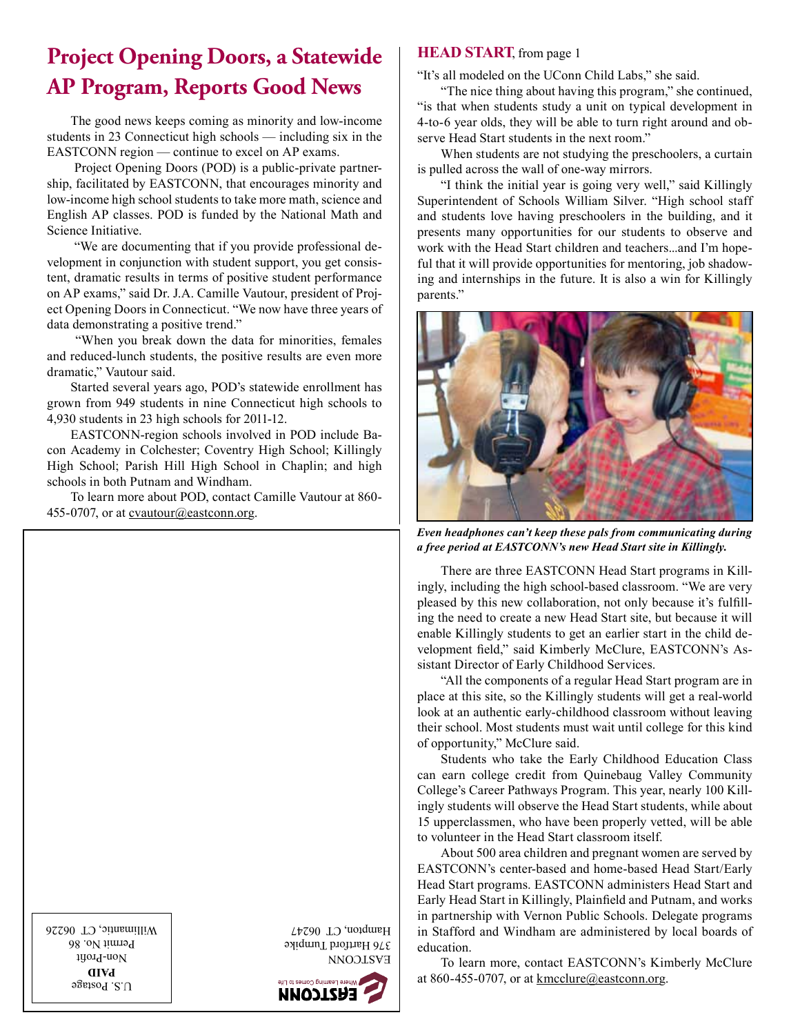# Project Opening Doors, a Statewide AP Program, Reports Good News

The good news keeps coming as minority and low-income students in 23 Connecticut high schools — including six in the EASTCONN region — continue to excel on AP exams.

Project Opening Doors (POD) is a public-private partnership, facilitated by EASTCONN, that encourages minority and low-income high school students to take more math, science and English AP classes. POD is funded by the National Math and Science Initiative.

"We are documenting that if you provide professional development in conjunction with student support, you get consistent, dramatic results in terms of positive student performance on AP exams," said Dr. J.A. Camille Vautour, president of Project Opening Doors in Connecticut. "We now have three years of data demonstrating a positive trend."

"When you break down the data for minorities, females and reduced-lunch students, the positive results are even more dramatic," Vautour said.

Started several years ago, POD's statewide enrollment has grown from 949 students in nine Connecticut high schools to 4,930 students in 23 high schools for 2011-12.

EASTCONN-region schools involved in POD include Bacon Academy in Colchester; Coventry High School; Killingly High School; Parish Hill High School in Chaplin; and high schools in both Putnam and Windham.

To learn more about POD, contact Camille Vautour at 860-455-0707, or at cvautour@eastconn.org.

EASTCONN
Where Learning Comes to Life
EASTCONN
376 Hartford Turnpike
Hampton, CT 06247

U.S. Postage
**PAID**
Non-Profit
Permit No. 86
Willimantic, CT 06226

## HEAD START, from page 1

"It's all modeled on the UConn Child Labs," she said.

"The nice thing about having this program," she continued, "is that when students study a unit on typical development in 4-to-6 year olds, they will be able to turn right around and observe Head Start students in the next room."

When students are not studying the preschoolers, a curtain is pulled across the wall of one-way mirrors.

"I think the initial year is going very well," said Killingly Superintendent of Schools William Silver. "High school staff and students love having preschoolers in the building, and it presents many opportunities for our students to observe and work with the Head Start children and teachers...and I'm hopeful that it will provide opportunities for mentoring, job shadowing and internships in the future. It is also a win for Killingly parents."

***Even headphones can't keep these pals from communicating during a free period at EASTCONN's new Head Start site in Killingly.***

There are three EASTCONN Head Start programs in Killingly, including the high school-based classroom. "We are very pleased by this new collaboration, not only because it's fulfilling the need to create a new Head Start site, but because it will enable Killingly students to get an earlier start in the child development field," said Kimberly McClure, EASTCONN's Assistant Director of Early Childhood Services.

"All the components of a regular Head Start program are in place at this site, so the Killingly students will get a real-world look at an authentic early-childhood classroom without leaving their school. Most students must wait until college for this kind of opportunity," McClure said.

Students who take the Early Childhood Education Class can earn college credit from Quinebaug Valley Community College's Career Pathways Program. This year, nearly 100 Killingly students will observe the Head Start students, while about 15 upperclassmen, who have been properly vetted, will be able to volunteer in the Head Start classroom itself.

About 500 area children and pregnant women are served by EASTCONN's center-based and home-based Head Start/Early Head Start programs. EASTCONN administers Head Start and Early Head Start in Killingly, Plainfield and Putnam, and works in partnership with Vernon Public Schools. Delegate programs in Stafford and Windham are administered by local boards of education.

To learn more, contact EASTCONN's Kimberly McClure at 860-455-0707, or at kmcclure@eastconn.org.